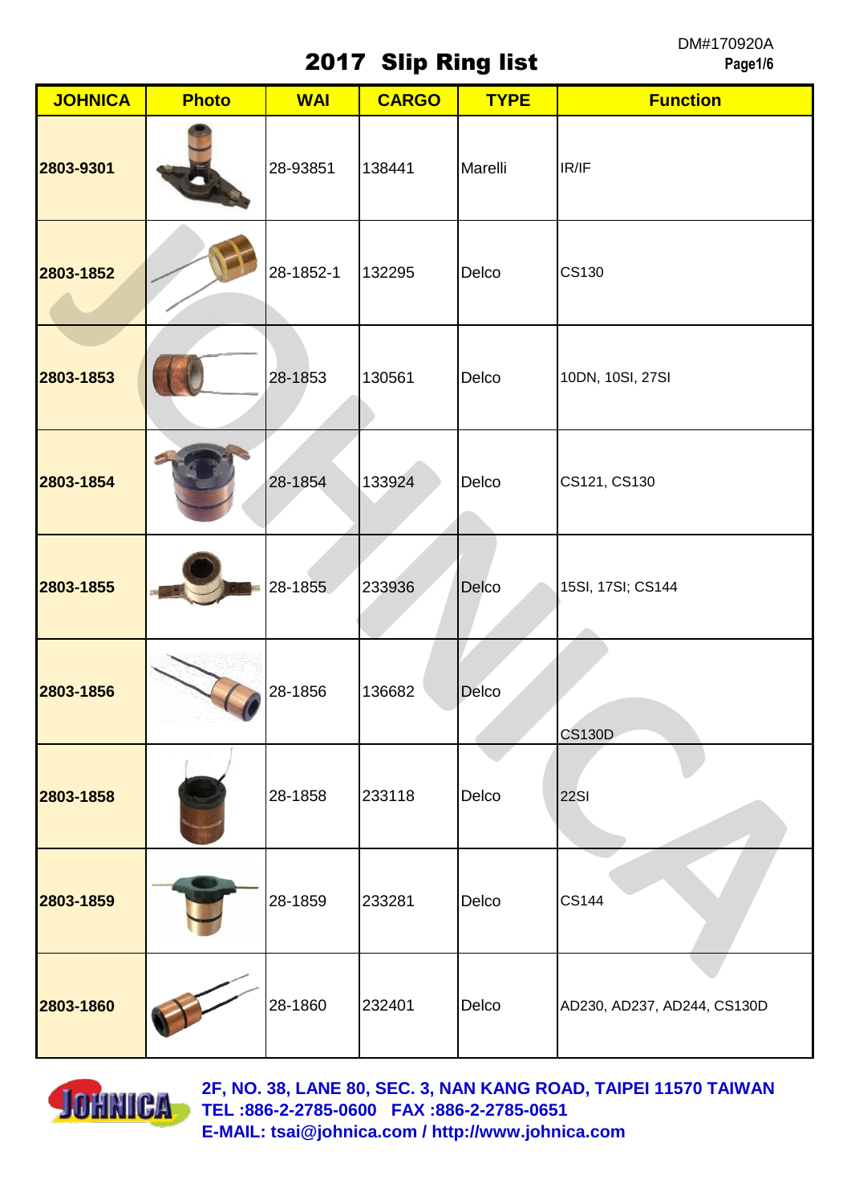DM#170920A

# 2017 Slip Ring list

| JOHNICA | Photo | WAI | CARGO | TYPE | Function |
|---|---|---|---|---|---|
| 2803-9301 | | 28-93851 | 138441 | Marelli | IR/IF |
| 2803-1852 | | 28-1852-1 | 132295 | Delco | CS130 |
| 2803-1853 | | 28-1853 | 130561 | Delco | 10DN, 10SI, 27SI |
| 2803-1854 | | 28-1854 | 133924 | Delco | CS121, CS130 |
| 2803-1855 | | 28-1855 | 233936 | Delco | 15SI, 17SI; CS144 |
| 2803-1856 | | 28-1856 | 136682 | Delco | CS130D |
| 2803-1858 | | 28-1858 | 233118 | Delco | 22SI |
| 2803-1859 | | 28-1859 | 233281 | Delco | CS144 |
| 2803-1860 | | 28-1860 | 232401 | Delco | AD230, AD237, AD244, CS130D |

**2F, NO. 38, LANE 80, SEC. 3, NAN KANG ROAD, TAIPEI 11570 TAIWAN**
**TEL :886-2-2785-0600 FAX :886-2-2785-0651**
**E-MAIL: tsai@johnica.com / http://www.johnica.com**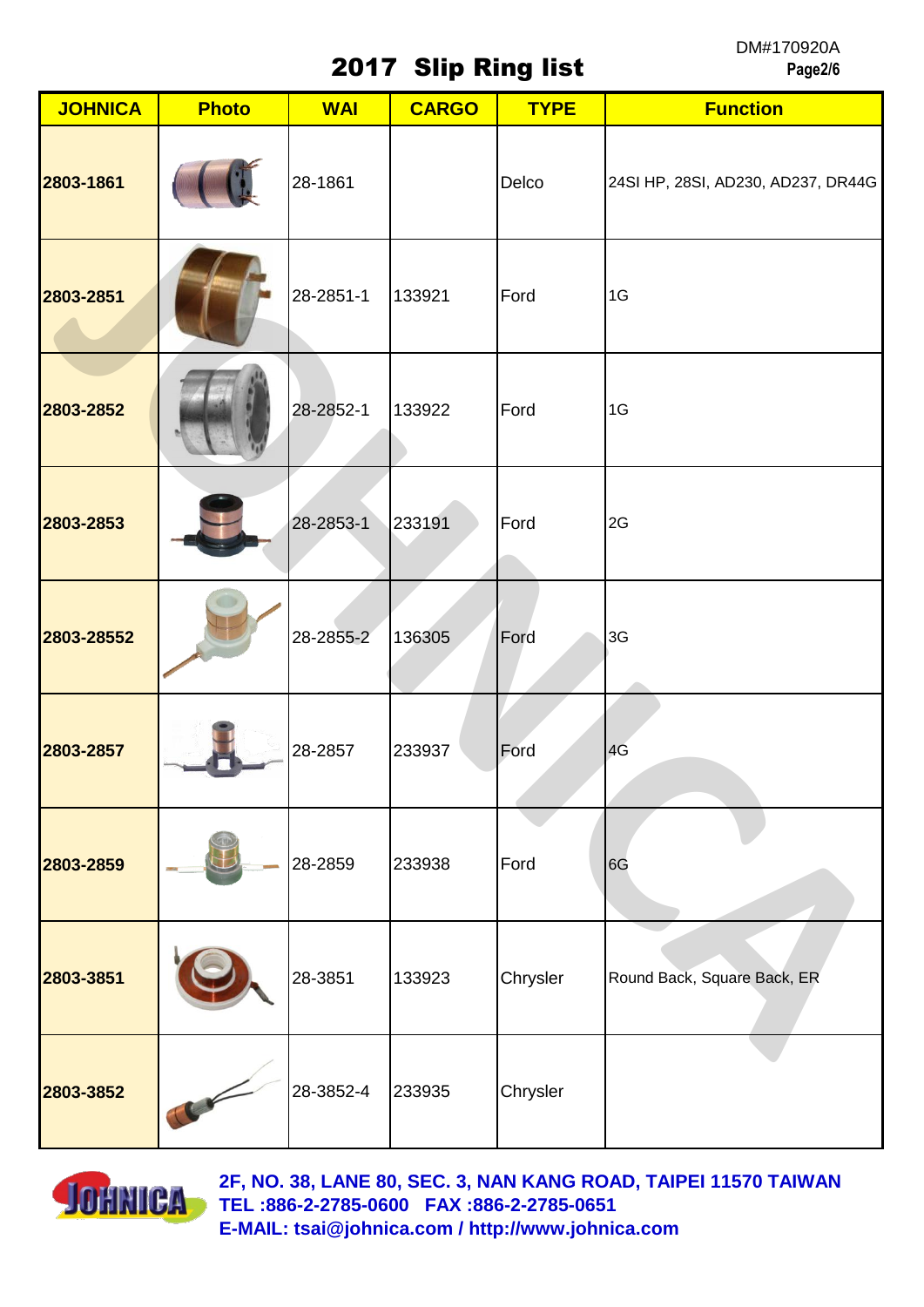DM#170920A

# 2017 Slip Ring list

| JOHNICA | Photo | WAI | CARGO | TYPE | Function |
|---|---|---|---|---|---|
| 2803-1861 | | 28-1861 | | Delco | 24SI HP, 28SI, AD230, AD237, DR44G |
| 2803-2851 | | 28-2851-1 | 133921 | Ford | 1G |
| 2803-2852 | | 28-2852-1 | 133922 | Ford | 1G |
| 2803-2853 | | 28-2853-1 | 233191 | Ford | 2G |
| 2803-28552 | | 28-2855-2 | 136305 | Ford | 3G |
| 2803-2857 | | 28-2857 | 233937 | Ford | 4G |
| 2803-2859 | | 28-2859 | 233938 | Ford | 6G |
| 2803-3851 | | 28-3851 | 133923 | Chrysler | Round Back, Square Back, ER |
| 2803-3852 | | 28-3852-4 | 233935 | Chrysler | |

**2F, NO. 38, LANE 80, SEC. 3, NAN KANG ROAD, TAIPEI 11570 TAIWAN**
**TEL :886-2-2785-0600   FAX :886-2-2785-0651**
**E-MAIL: tsai@johnica.com / http://www.johnica.com**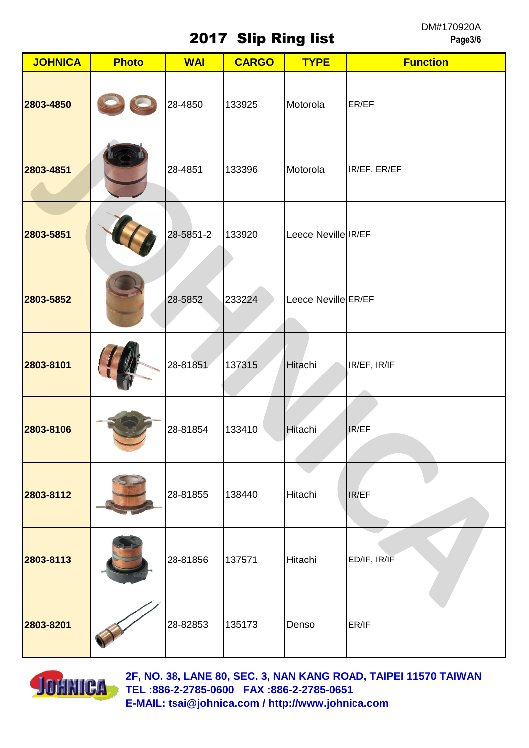# 2017 Slip Ring list

DM#170920A

| JOHNICA | Photo | WAI | CARGO | TYPE | Function |
|---|---|---|---|---|---|
| 2803-4850 | | 28-4850 | 133925 | Motorola | ER/EF |
| 2803-4851 | | 28-4851 | 133396 | Motorola | IR/EF, ER/EF |
| 2803-5851 | | 28-5851-2 | 133920 | Leece Neville | IR/EF |
| 2803-5852 | | 28-5852 | 233224 | Leece Neville | ER/EF |
| 2803-8101 | | 28-81851 | 137315 | Hitachi | IR/EF, IR/IF |
| 2803-8106 | | 28-81854 | 133410 | Hitachi | IR/EF |
| 2803-8112 | | 28-81855 | 138440 | Hitachi | IR/EF |
| 2803-8113 | | 28-81856 | 137571 | Hitachi | ED/IF, IR/IF |
| 2803-8201 | | 28-82853 | 135173 | Denso | ER/IF |

JOHNICA

2F, NO. 38, LANE 80, SEC. 3, NAN KANG ROAD, TAIPEI 11570 TAIWAN
TEL :886-2-2785-0600 FAX :886-2-2785-0651
E-MAIL: tsai@johnica.com / http://www.johnica.com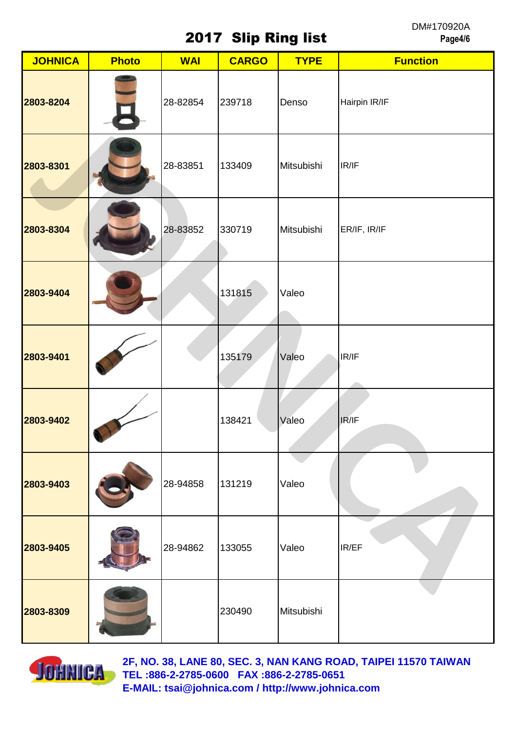# 2017 Slip Ring list

DM#170920A

| JOHNICA | Photo | WAI | CARGO | TYPE | Function |
|---|---|---|---|---|---|
| 2803-8204 | | 28-82854 | 239718 | Denso | Hairpin IR/IF |
| 2803-8301 | | 28-83851 | 133409 | Mitsubishi | IR/IF |
| 2803-8304 | | 28-83852 | 330719 | Mitsubishi | ER/IF, IR/IF |
| 2803-9404 | | | 131815 | Valeo | |
| 2803-9401 | | | 135179 | Valeo | IR/IF |
| 2803-9402 | | | 138421 | Valeo | IR/IF |
| 2803-9403 | | 28-94858 | 131219 | Valeo | |
| 2803-9405 | | 28-94862 | 133055 | Valeo | IR/EF |
| 2803-8309 | | | 230490 | Mitsubishi | |

**2F, NO. 38, LANE 80, SEC. 3, NAN KANG ROAD, TAIPEI 11570 TAIWAN**
**TEL :886-2-2785-0600 FAX :886-2-2785-0651**
**E-MAIL: tsai@johnica.com / http://www.johnica.com**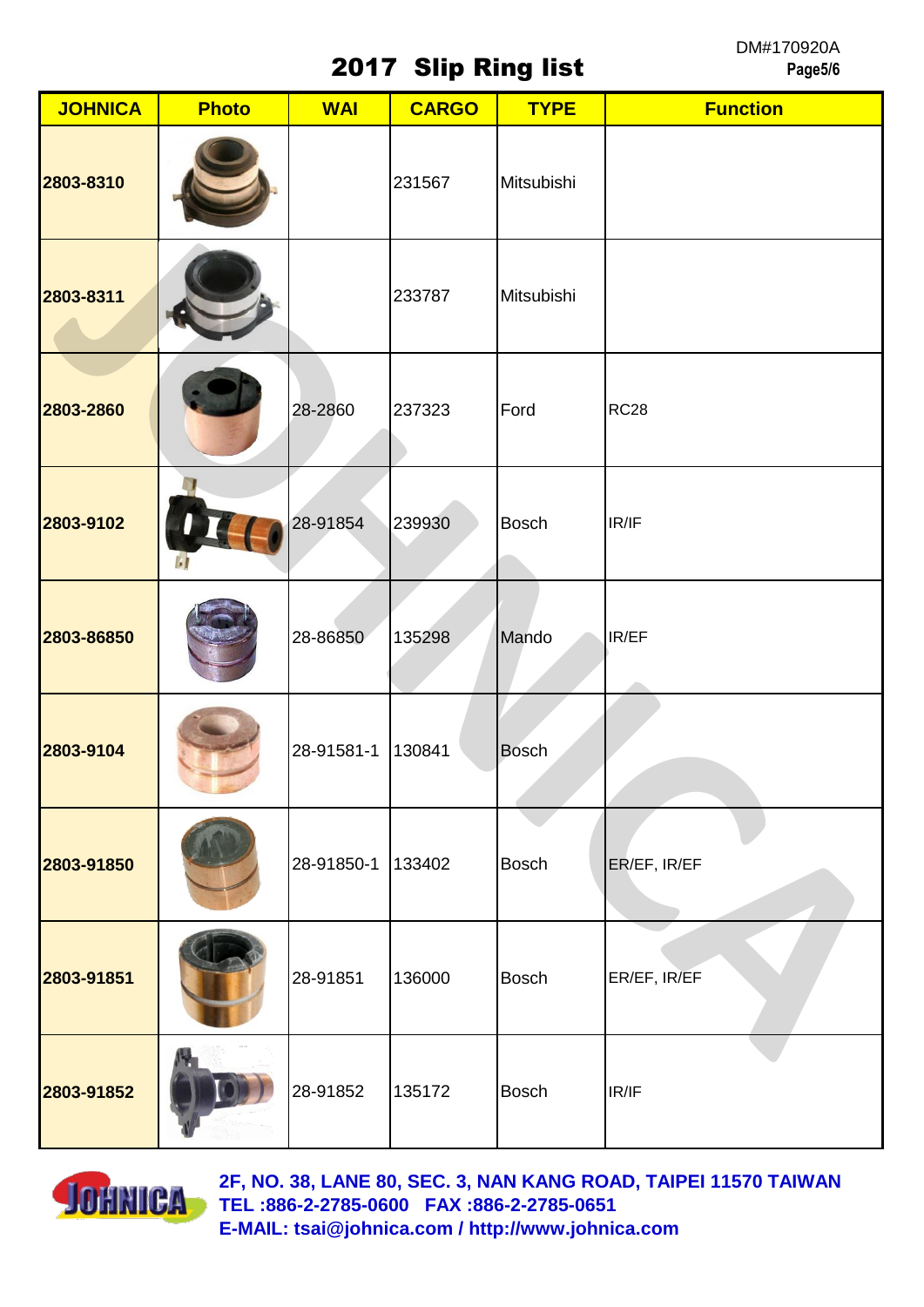DM#170920A

# 2017 Slip Ring list

| JOHNICA | Photo | WAI | CARGO | TYPE | Function |
|---|---|---|---|---|---|
| 2803-8310 | | | 231567 | Mitsubishi | |
| 2803-8311 | | | 233787 | Mitsubishi | |
| 2803-2860 | | 28-2860 | 237323 | Ford | RC28 |
| 2803-9102 | | 28-91854 | 239930 | Bosch | IR/IF |
| 2803-86850 | | 28-86850 | 135298 | Mando | IR/EF |
| 2803-9104 | | 28-91581-1 | 130841 | Bosch | |
| 2803-91850 | | 28-91850-1 | 133402 | Bosch | ER/EF, IR/EF |
| 2803-91851 | | 28-91851 | 136000 | Bosch | ER/EF, IR/EF |
| 2803-91852 | | 28-91852 | 135172 | Bosch | IR/IF |

**2F, NO. 38, LANE 80, SEC. 3, NAN KANG ROAD, TAIPEI 11570 TAIWAN**
**TEL :886-2-2785-0600 FAX :886-2-2785-0651**
**E-MAIL: tsai@johnica.com / http://www.johnica.com**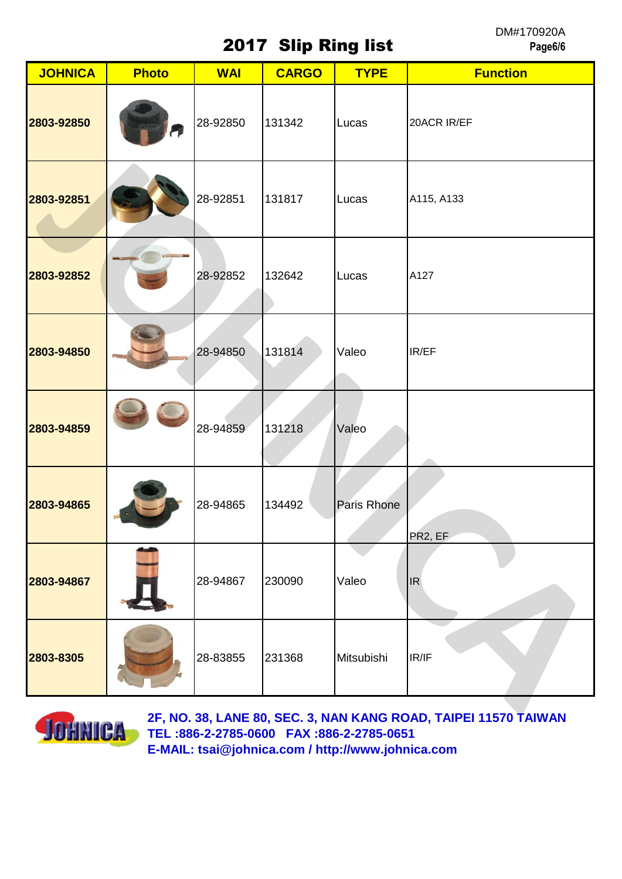DM#170920A

# 2017 Slip Ring list

| JOHNICA | Photo | WAI | CARGO | TYPE | Function |
|---|---|---|---|---|---|
| **2803-92850** | | 28-92850 | 131342 | Lucas | 20ACR IR/EF |
| **2803-92851** | | 28-92851 | 131817 | Lucas | A115, A133 |
| **2803-92852** | | 28-92852 | 132642 | Lucas | A127 |
| **2803-94850** | | 28-94850 | 131814 | Valeo | IR/EF |
| **2803-94859** | | 28-94859 | 131218 | Valeo | |
| **2803-94865** | | 28-94865 | 134492 | Paris Rhone | PR2, EF |
| **2803-94867** | | 28-94867 | 230090 | Valeo | IR |
| **2803-8305** | | 28-83855 | 231368 | Mitsubishi | IR/IF |

**2F, NO. 38, LANE 80, SEC. 3, NAN KANG ROAD, TAIPEI 11570 TAIWAN**
**TEL :886-2-2785-0600 FAX :886-2-2785-0651**
**E-MAIL: tsai@johnica.com / http://www.johnica.com**